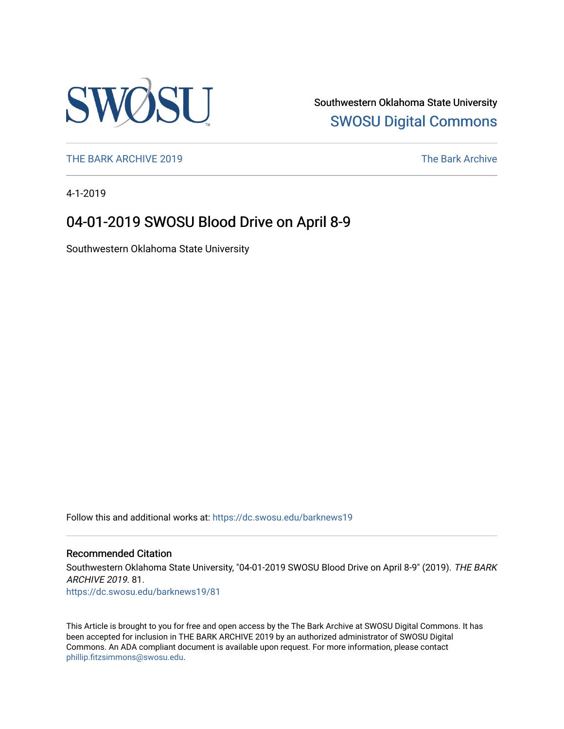Southwestern Oklahoma State University

SWOSU Digital Commons

THE BARK ARCHIVE 2019

The Bark Archive

4-1-2019

# 04-01-2019 SWOSU Blood Drive on April 8-9

Southwestern Oklahoma State University

Follow this and additional works at: https://dc.swosu.edu/barknews19

## Recommended Citation

Southwestern Oklahoma State University, "04-01-2019 SWOSU Blood Drive on April 8-9" (2019). *THE BARK ARCHIVE 2019*. 81.
https://dc.swosu.edu/barknews19/81

This Article is brought to you for free and open access by the The Bark Archive at SWOSU Digital Commons. It has been accepted for inclusion in THE BARK ARCHIVE 2019 by an authorized administrator of SWOSU Digital Commons. An ADA compliant document is available upon request. For more information, please contact phillip.fitzsimmons@swosu.edu.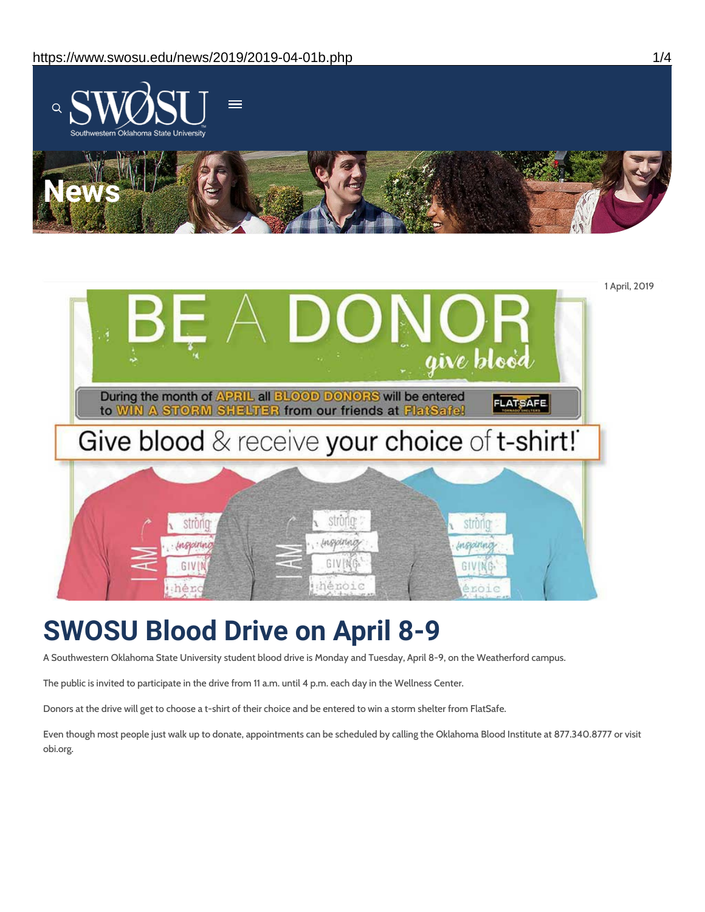# SWOSU Blood Drive on April 8-9

1 April, 2019

A Southwestern Oklahoma State University student blood drive is Monday and Tuesday, April 8-9, on the Weatherford campus.

The public is invited to participate in the drive from 11 a.m. until 4 p.m. each day in the Wellness Center.

Donors at the drive will get to choose a t-shirt of their choice and be entered to win a storm shelter from FlatSafe.

Even though most people just walk up to donate, appointments can be scheduled by calling the Oklahoma Blood Institute at 877.340.8777 or visit obi.org.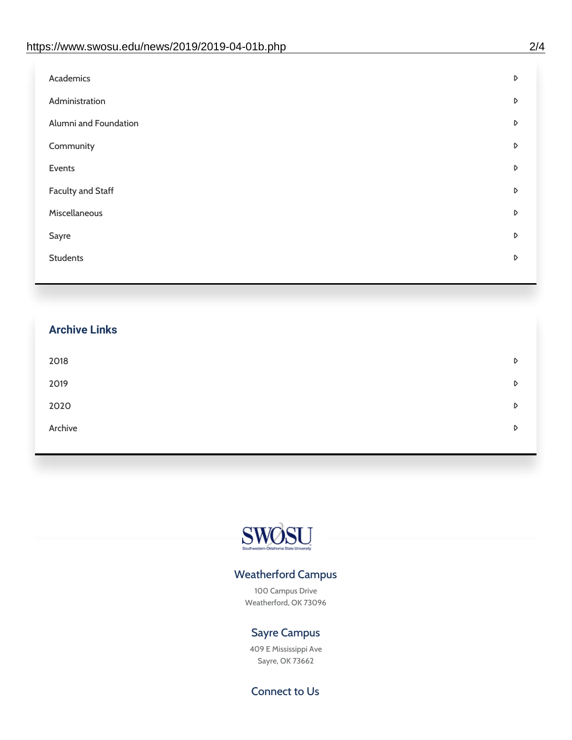- Academics
- Administration
- Alumni and Foundation
- Community
- Events
- Faculty and Staff
- Miscellaneous
- Sayre
- Students

## Archive Links

- 2018
- 2019
- 2020
- Archive

SWOSU
Southwestern Oklahoma State University

### Weatherford Campus

100 Campus Drive
Weatherford, OK 73096

### Sayre Campus

409 E Mississippi Ave
Sayre, OK 73662

### Connect to Us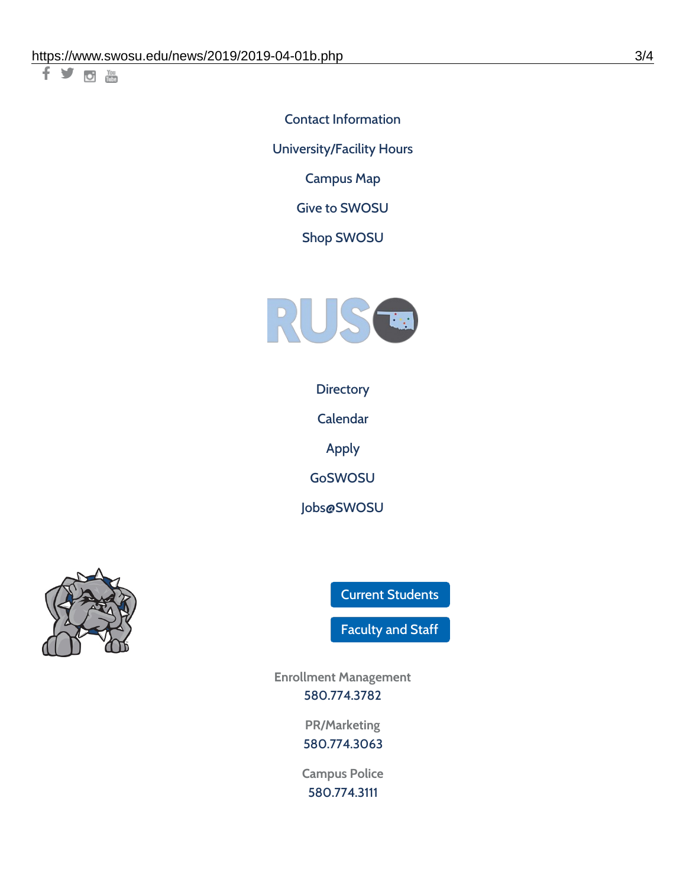Contact Information

University/Facility Hours

Campus Map

Give to SWOSU

Shop SWOSU

Directory

Calendar

Apply

GoSWOSU

Jobs@SWOSU

Current Students

Faculty and Staff

Enrollment Management
580.774.3782

PR/Marketing
580.774.3063

Campus Police
580.774.3111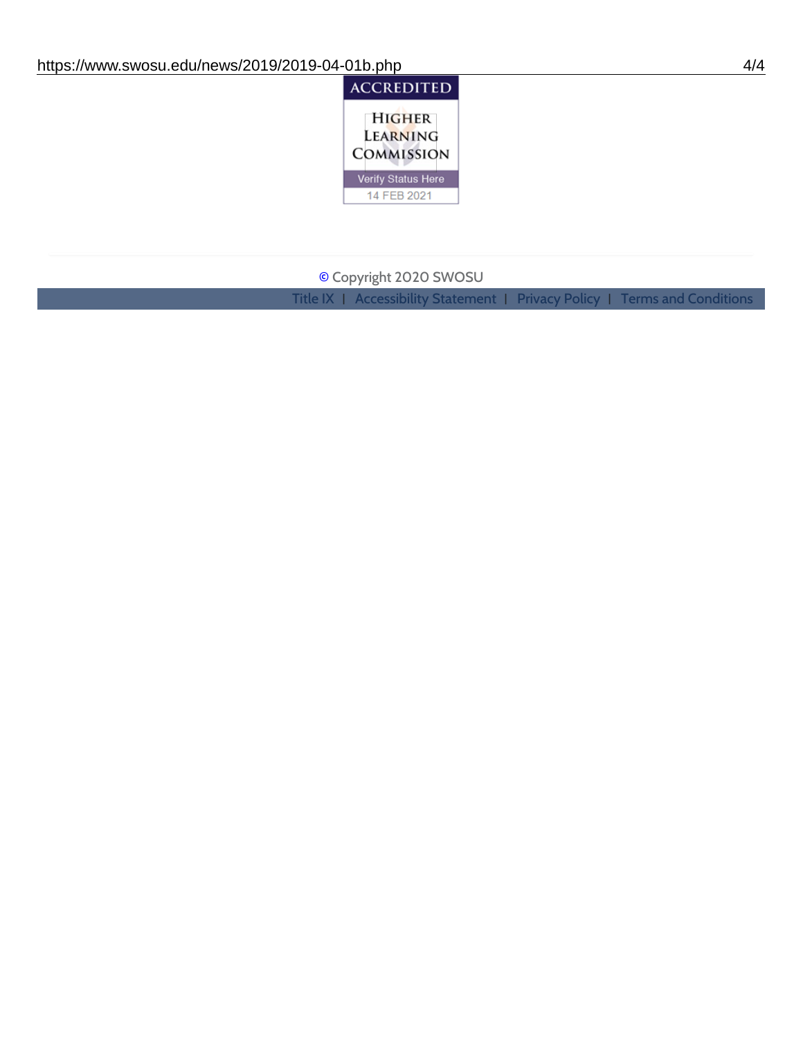ACCREDITED

HIGHER LEARNING COMMISSION

Verify Status Here

14 FEB 2021

© Copyright 2020 SWOSU

Title IX | Accessibility Statement | Privacy Policy | Terms and Conditions